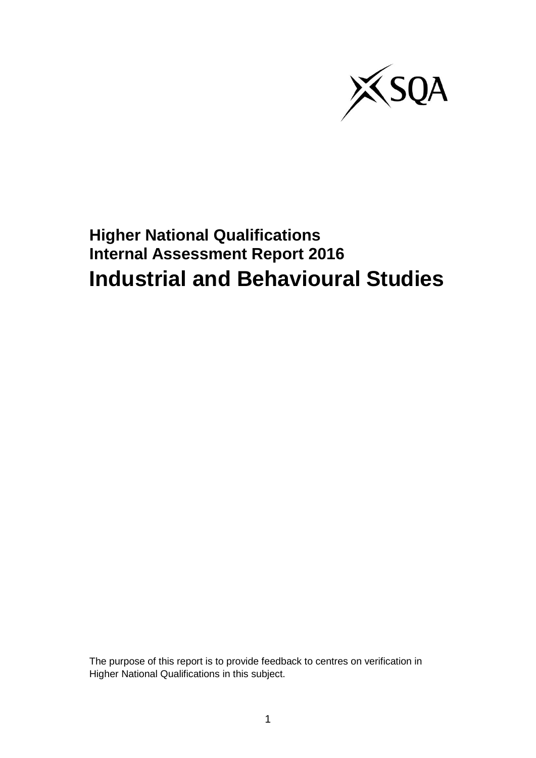**Higher National Qualifications**
**Internal Assessment Report 2016**

# Industrial and Behavioural Studies

The purpose of this report is to provide feedback to centres on verification in Higher National Qualifications in this subject.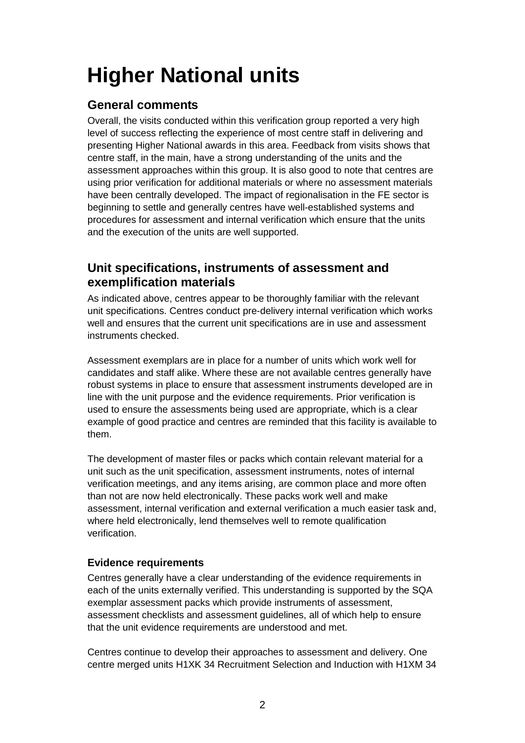# Higher National units

## General comments

Overall, the visits conducted within this verification group reported a very high level of success reflecting the experience of most centre staff in delivering and presenting Higher National awards in this area. Feedback from visits shows that centre staff, in the main, have a strong understanding of the units and the assessment approaches within this group. It is also good to note that centres are using prior verification for additional materials or where no assessment materials have been centrally developed. The impact of regionalisation in the FE sector is beginning to settle and generally centres have well-established systems and procedures for assessment and internal verification which ensure that the units and the execution of the units are well supported.

## Unit specifications, instruments of assessment and exemplification materials

As indicated above, centres appear to be thoroughly familiar with the relevant unit specifications. Centres conduct pre-delivery internal verification which works well and ensures that the current unit specifications are in use and assessment instruments checked.

Assessment exemplars are in place for a number of units which work well for candidates and staff alike. Where these are not available centres generally have robust systems in place to ensure that assessment instruments developed are in line with the unit purpose and the evidence requirements. Prior verification is used to ensure the assessments being used are appropriate, which is a clear example of good practice and centres are reminded that this facility is available to them.

The development of master files or packs which contain relevant material for a unit such as the unit specification, assessment instruments, notes of internal verification meetings, and any items arising, are common place and more often than not are now held electronically. These packs work well and make assessment, internal verification and external verification a much easier task and, where held electronically, lend themselves well to remote qualification verification.

### Evidence requirements

Centres generally have a clear understanding of the evidence requirements in each of the units externally verified. This understanding is supported by the SQA exemplar assessment packs which provide instruments of assessment, assessment checklists and assessment guidelines, all of which help to ensure that the unit evidence requirements are understood and met.

Centres continue to develop their approaches to assessment and delivery. One centre merged units H1XK 34 Recruitment Selection and Induction with H1XM 34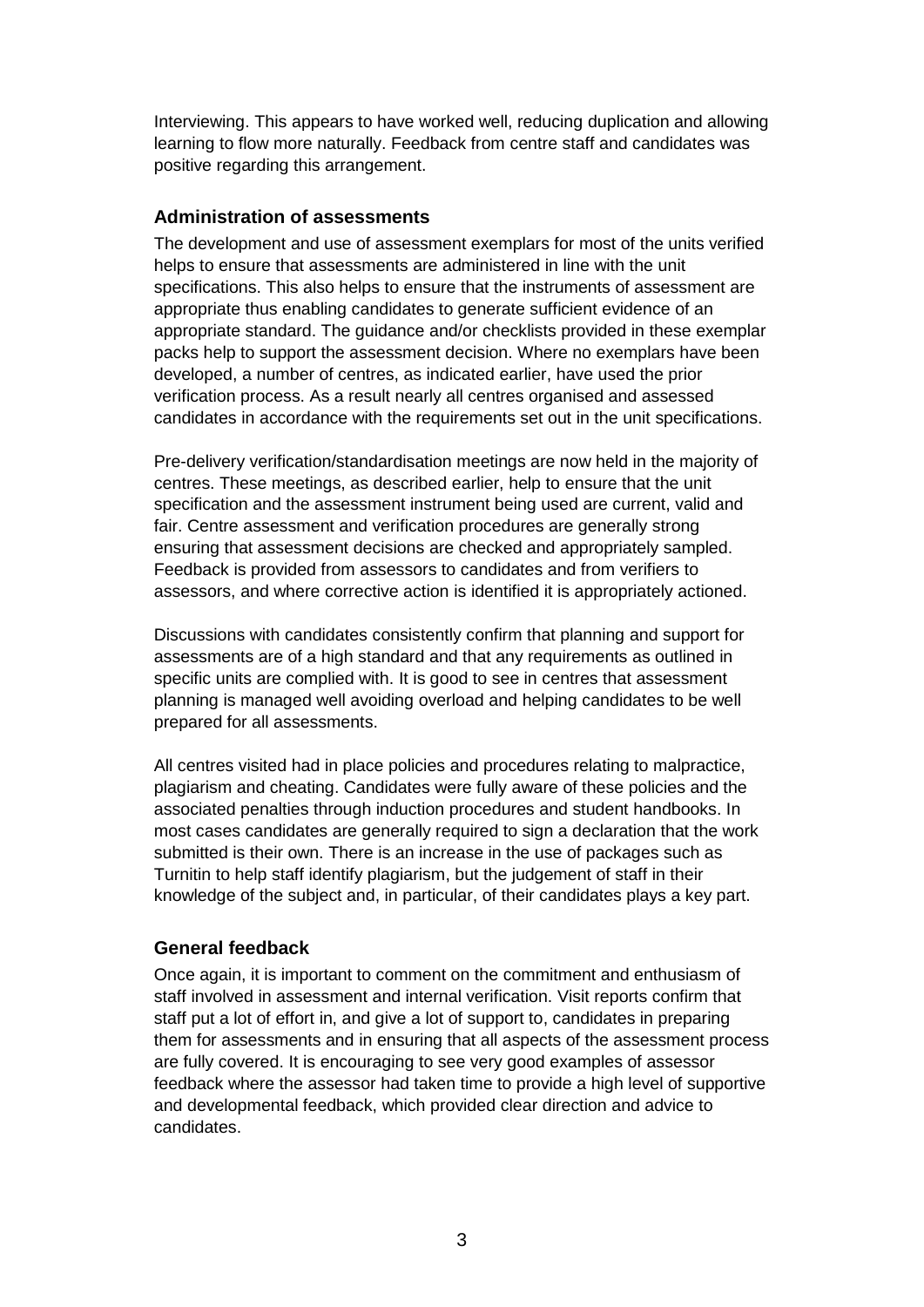Interviewing. This appears to have worked well, reducing duplication and allowing learning to flow more naturally. Feedback from centre staff and candidates was positive regarding this arrangement.

### Administration of assessments

The development and use of assessment exemplars for most of the units verified helps to ensure that assessments are administered in line with the unit specifications. This also helps to ensure that the instruments of assessment are appropriate thus enabling candidates to generate sufficient evidence of an appropriate standard. The guidance and/or checklists provided in these exemplar packs help to support the assessment decision. Where no exemplars have been developed, a number of centres, as indicated earlier, have used the prior verification process. As a result nearly all centres organised and assessed candidates in accordance with the requirements set out in the unit specifications.

Pre-delivery verification/standardisation meetings are now held in the majority of centres. These meetings, as described earlier, help to ensure that the unit specification and the assessment instrument being used are current, valid and fair. Centre assessment and verification procedures are generally strong ensuring that assessment decisions are checked and appropriately sampled. Feedback is provided from assessors to candidates and from verifiers to assessors, and where corrective action is identified it is appropriately actioned.

Discussions with candidates consistently confirm that planning and support for assessments are of a high standard and that any requirements as outlined in specific units are complied with. It is good to see in centres that assessment planning is managed well avoiding overload and helping candidates to be well prepared for all assessments.

All centres visited had in place policies and procedures relating to malpractice, plagiarism and cheating. Candidates were fully aware of these policies and the associated penalties through induction procedures and student handbooks. In most cases candidates are generally required to sign a declaration that the work submitted is their own. There is an increase in the use of packages such as Turnitin to help staff identify plagiarism, but the judgement of staff in their knowledge of the subject and, in particular, of their candidates plays a key part.

### General feedback

Once again, it is important to comment on the commitment and enthusiasm of staff involved in assessment and internal verification. Visit reports confirm that staff put a lot of effort in, and give a lot of support to, candidates in preparing them for assessments and in ensuring that all aspects of the assessment process are fully covered. It is encouraging to see very good examples of assessor feedback where the assessor had taken time to provide a high level of supportive and developmental feedback, which provided clear direction and advice to candidates.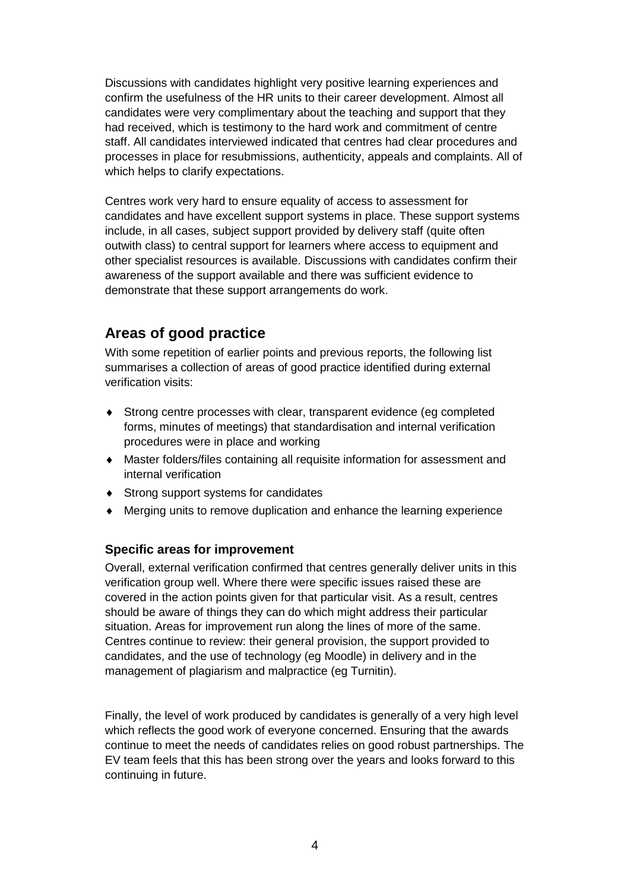Discussions with candidates highlight very positive learning experiences and confirm the usefulness of the HR units to their career development. Almost all candidates were very complimentary about the teaching and support that they had received, which is testimony to the hard work and commitment of centre staff. All candidates interviewed indicated that centres had clear procedures and processes in place for resubmissions, authenticity, appeals and complaints. All of which helps to clarify expectations.

Centres work very hard to ensure equality of access to assessment for candidates and have excellent support systems in place. These support systems include, in all cases, subject support provided by delivery staff (quite often outwith class) to central support for learners where access to equipment and other specialist resources is available. Discussions with candidates confirm their awareness of the support available and there was sufficient evidence to demonstrate that these support arrangements do work.

## Areas of good practice

With some repetition of earlier points and previous reports, the following list summarises a collection of areas of good practice identified during external verification visits:

- Strong centre processes with clear, transparent evidence (eg completed forms, minutes of meetings) that standardisation and internal verification procedures were in place and working
- Master folders/files containing all requisite information for assessment and internal verification
- Strong support systems for candidates
- Merging units to remove duplication and enhance the learning experience

### Specific areas for improvement

Overall, external verification confirmed that centres generally deliver units in this verification group well. Where there were specific issues raised these are covered in the action points given for that particular visit. As a result, centres should be aware of things they can do which might address their particular situation. Areas for improvement run along the lines of more of the same. Centres continue to review: their general provision, the support provided to candidates, and the use of technology (eg Moodle) in delivery and in the management of plagiarism and malpractice (eg Turnitin).

Finally, the level of work produced by candidates is generally of a very high level which reflects the good work of everyone concerned. Ensuring that the awards continue to meet the needs of candidates relies on good robust partnerships. The EV team feels that this has been strong over the years and looks forward to this continuing in future.